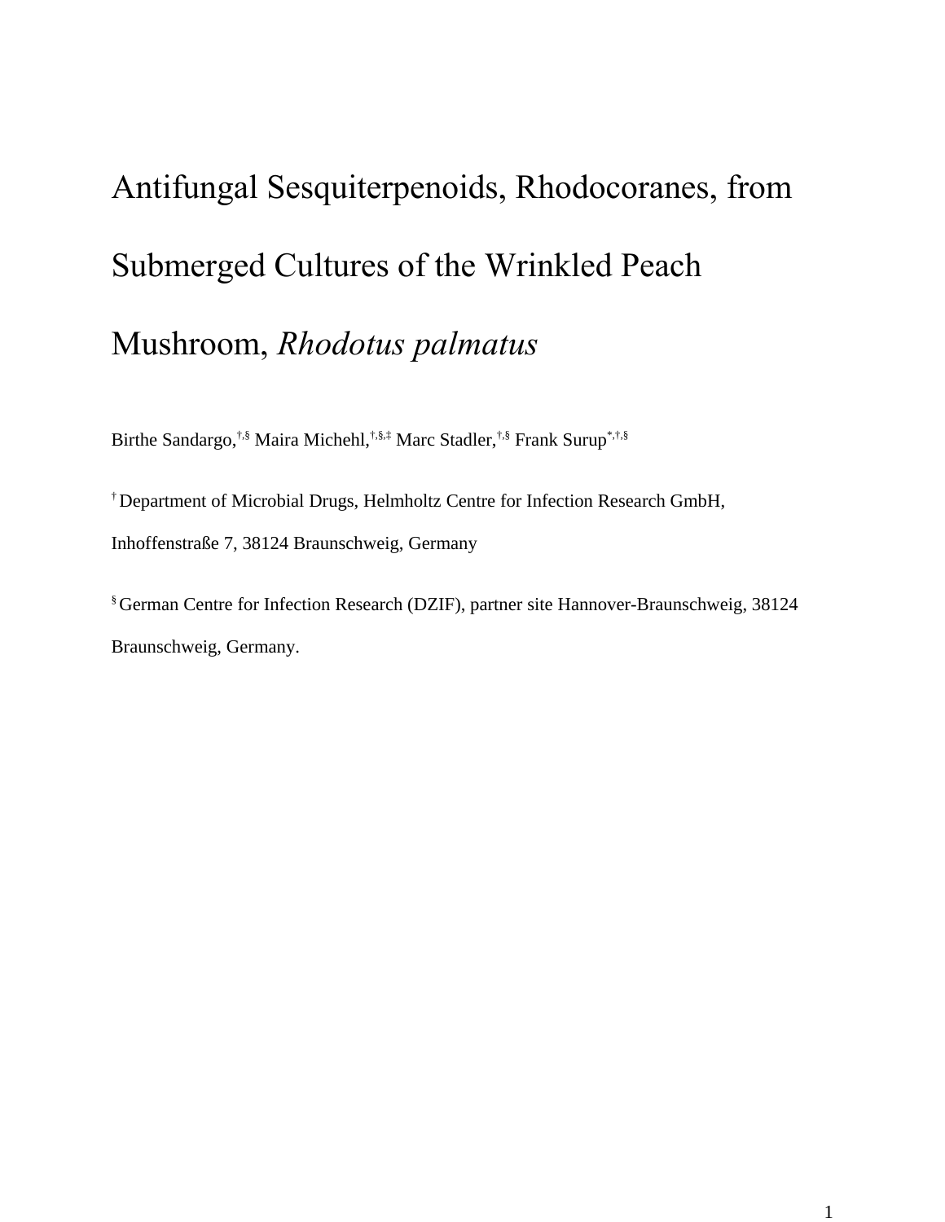# Antifungal Sesquiterpenoids, Rhodocoranes, from Submerged Cultures of the Wrinkled Peach Mushroom, *Rhodotus palmatus*

Birthe Sandargo,[†,§] Maira Michehl,[†,§,‡] Marc Stadler,[†,§] Frank Surup[*,†,§]

[†] Department of Microbial Drugs, Helmholtz Centre for Infection Research GmbH, Inhoffenstraße 7, 38124 Braunschweig, Germany

[§] German Centre for Infection Research (DZIF), partner site Hannover-Braunschweig, 38124 Braunschweig, Germany.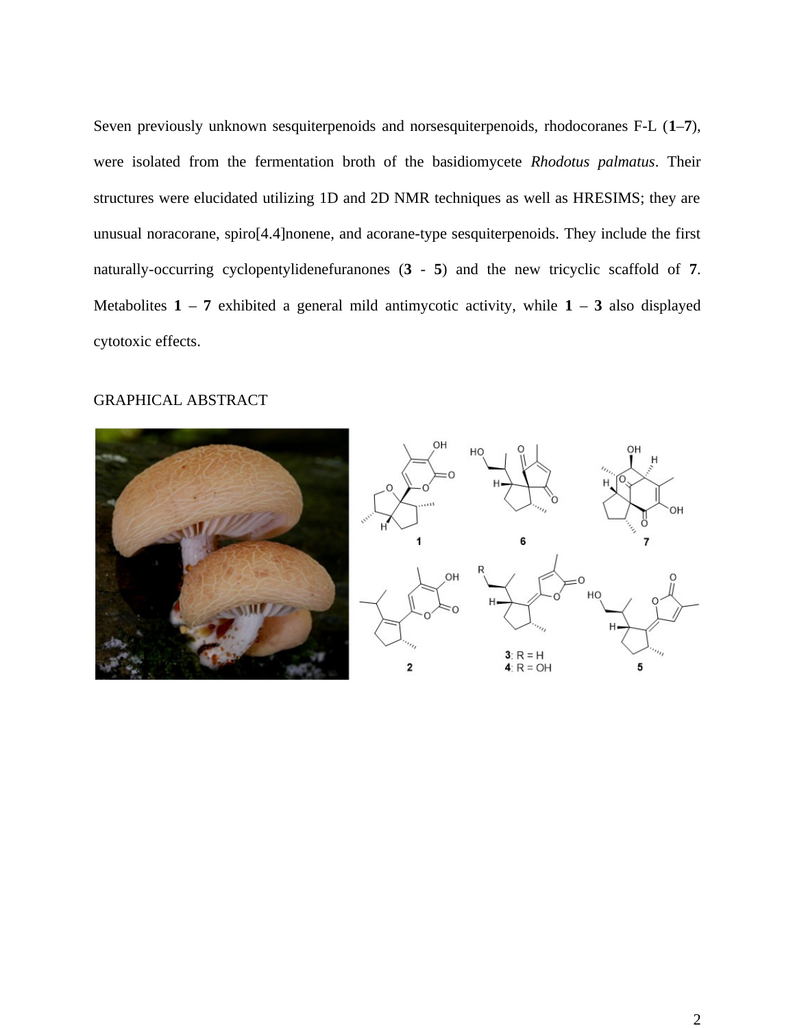Seven previously unknown sesquiterpenoids and norsesquiterpenoids, rhodocoranes F-L (**1**–**7**), were isolated from the fermentation broth of the basidiomycete *Rhodotus palmatus*. Their structures were elucidated utilizing 1D and 2D NMR techniques as well as HRESIMS; they are unusual noracorane, spiro[4.4]nonene, and acorane-type sesquiterpenoids. They include the first naturally-occurring cyclopentylidenefuranones (**3** - **5**) and the new tricyclic scaffold of **7**. Metabolites **1** – **7** exhibited a general mild antimycotic activity, while **1** – **3** also displayed cytotoxic effects.

GRAPHICAL ABSTRACT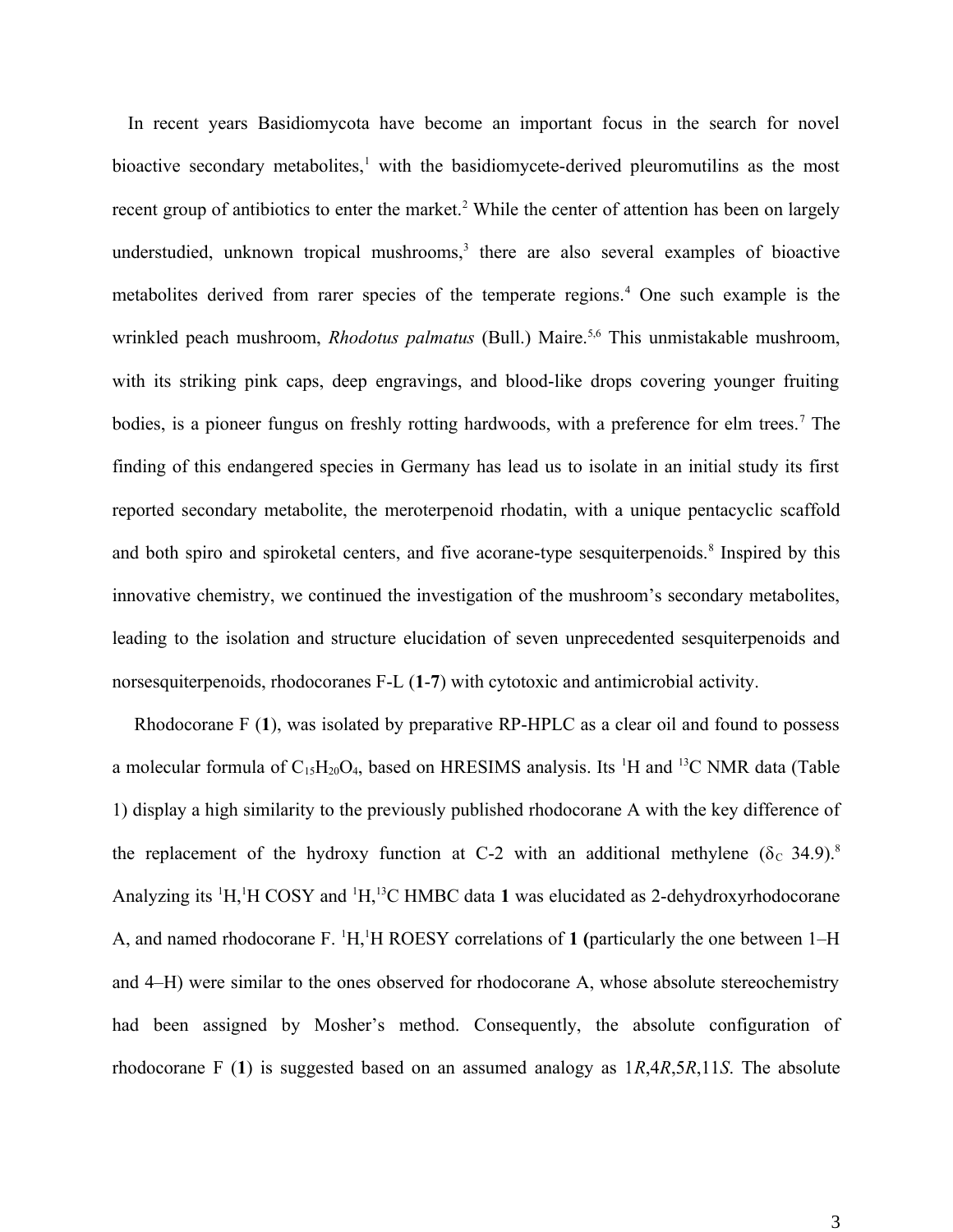In recent years Basidiomycota have become an important focus in the search for novel bioactive secondary metabolites,[1] with the basidiomycete-derived pleuromutilins as the most recent group of antibiotics to enter the market.[2] While the center of attention has been on largely understudied, unknown tropical mushrooms,[3] there are also several examples of bioactive metabolites derived from rarer species of the temperate regions.[4] One such example is the wrinkled peach mushroom, *Rhodotus palmatus* (Bull.) Maire.[5,6] This unmistakable mushroom, with its striking pink caps, deep engravings, and blood-like drops covering younger fruiting bodies, is a pioneer fungus on freshly rotting hardwoods, with a preference for elm trees.[7] The finding of this endangered species in Germany has lead us to isolate in an initial study its first reported secondary metabolite, the meroterpenoid rhodatin, with a unique pentacyclic scaffold and both spiro and spiroketal centers, and five acorane-type sesquiterpenoids.[8] Inspired by this innovative chemistry, we continued the investigation of the mushroom's secondary metabolites, leading to the isolation and structure elucidation of seven unprecedented sesquiterpenoids and norsesquiterpenoids, rhodocoranes F-L (**1**-**7**) with cytotoxic and antimicrobial activity.

Rhodocorane F (**1**), was isolated by preparative RP-HPLC as a clear oil and found to possess a molecular formula of $C_{15}H_{20}O_4$, based on HRESIMS analysis. Its $^1$H and $^{13}$C NMR data (Table 1) display a high similarity to the previously published rhodocorane A with the key difference of the replacement of the hydroxy function at C-2 with an additional methylene ($\delta_C$ 34.9).[8] Analyzing its $^1$H,$^1$H COSY and $^1$H,$^{13}$C HMBC data **1** was elucidated as 2-dehydroxyrhodocorane A, and named rhodocorane F. $^1$H,$^1$H ROESY correlations of **1** (particularly the one between 1–H and 4–H) were similar to the ones observed for rhodocorane A, whose absolute stereochemistry had been assigned by Mosher's method. Consequently, the absolute configuration of rhodocorane F (**1**) is suggested based on an assumed analogy as 1*R*,4*R*,5*R*,11*S*. The absolute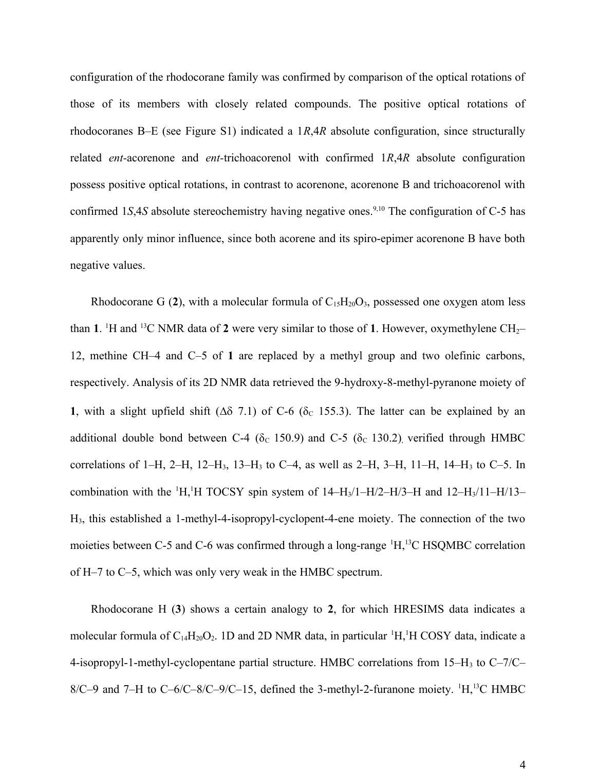configuration of the rhodocorane family was confirmed by comparison of the optical rotations of those of its members with closely related compounds. The positive optical rotations of rhodocoranes B–E (see Figure S1) indicated a 1*R*,4*R* absolute configuration, since structurally related *ent*-acorenone and *ent*-trichoacorenol with confirmed 1*R*,4*R* absolute configuration possess positive optical rotations, in contrast to acorenone, acorenone B and trichoacorenol with confirmed 1*S*,4*S* absolute stereochemistry having negative ones.[9,10] The configuration of C-5 has apparently only minor influence, since both acorene and its spiro-epimer acorenone B have both negative values.

Rhodocorane G (**2**), with a molecular formula of $C_{15}H_{20}O_3$, possessed one oxygen atom less than **1**. $^1$H and $^{13}$C NMR data of **2** were very similar to those of **1**. However, oxymethylene $CH_2$–12, methine CH–4 and C–5 of **1** are replaced by a methyl group and two olefinic carbons, respectively. Analysis of its 2D NMR data retrieved the 9-hydroxy-8-methyl-pyranone moiety of **1**, with a slight upfield shift ($\Delta\delta$ 7.1) of C-6 ($\delta_C$ 155.3). The latter can be explained by an additional double bond between C-4 ($\delta_C$ 150.9) and C-5 ($\delta_C$ 130.2), verified through HMBC correlations of 1–H, 2–H, 12–$H_3$, 13–$H_3$ to C–4, as well as 2–H, 3–H, 11–H, 14–$H_3$ to C–5. In combination with the $^1$H,$^1$H TOCSY spin system of 14–$H_3$/1–H/2–H/3–H and 12–$H_3$/11–H/13–$H_3$, this established a 1-methyl-4-isopropyl-cyclopent-4-ene moiety. The connection of the two moieties between C-5 and C-6 was confirmed through a long-range $^1$H,$^{13}$C HSQMBC correlation of H–7 to C–5, which was only very weak in the HMBC spectrum.

Rhodocorane H (**3**) shows a certain analogy to **2**, for which HRESIMS data indicates a molecular formula of $C_{14}H_{20}O_2$. 1D and 2D NMR data, in particular $^1$H,$^1$H COSY data, indicate a 4-isopropyl-1-methyl-cyclopentane partial structure. HMBC correlations from 15–$H_3$ to C–7/C–8/C–9 and 7–H to C–6/C–8/C–9/C–15, defined the 3-methyl-2-furanone moiety. $^1$H,$^{13}$C HMBC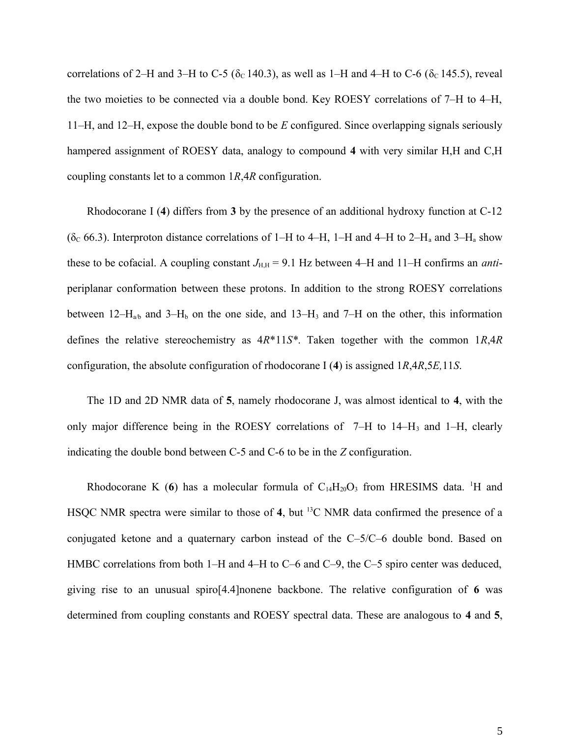correlations of 2–H and 3–H to C-5 ($\delta_C$ 140.3), as well as 1–H and 4–H to C-6 ($\delta_C$ 145.5), reveal the two moieties to be connected via a double bond. Key ROESY correlations of 7–H to 4–H, 11–H, and 12–H, expose the double bond to be *E* configured. Since overlapping signals seriously hampered assignment of ROESY data, analogy to compound **4** with very similar H,H and C,H coupling constants let to a common 1*R*,4*R* configuration.

Rhodocorane I (**4**) differs from **3** by the presence of an additional hydroxy function at C-12 ($\delta_C$ 66.3). Interproton distance correlations of 1–H to 4–H, 1–H and 4–H to 2–$H_a$ and 3–$H_a$ show these to be cofacial. A coupling constant $J_{H,H}$ = 9.1 Hz between 4–H and 11–H confirms an *anti*-periplanar conformation between these protons. In addition to the strong ROESY correlations between 12–$H_{a/b}$ and 3–$H_b$ on the one side, and 13–$H_3$ and 7–H on the other, this information defines the relative stereochemistry as 4*R*\*11*S*\*. Taken together with the common 1*R*,4*R* configuration, the absolute configuration of rhodocorane I (**4**) is assigned 1*R*,4*R*,5*E*,11*S*.

The 1D and 2D NMR data of **5**, namely rhodocorane J, was almost identical to **4**, with the only major difference being in the ROESY correlations of 7–H to 14–$H_3$ and 1–H, clearly indicating the double bond between C-5 and C-6 to be in the *Z* configuration.

Rhodocorane K (**6**) has a molecular formula of $C_{14}H_{20}O_3$ from HRESIMS data. $^1$H and HSQC NMR spectra were similar to those of **4**, but $^{13}$C NMR data confirmed the presence of a conjugated ketone and a quaternary carbon instead of the C–5/C–6 double bond. Based on HMBC correlations from both 1–H and 4–H to C–6 and C–9, the C–5 spiro center was deduced, giving rise to an unusual spiro[4.4]nonene backbone. The relative configuration of **6** was determined from coupling constants and ROESY spectral data. These are analogous to **4** and **5**,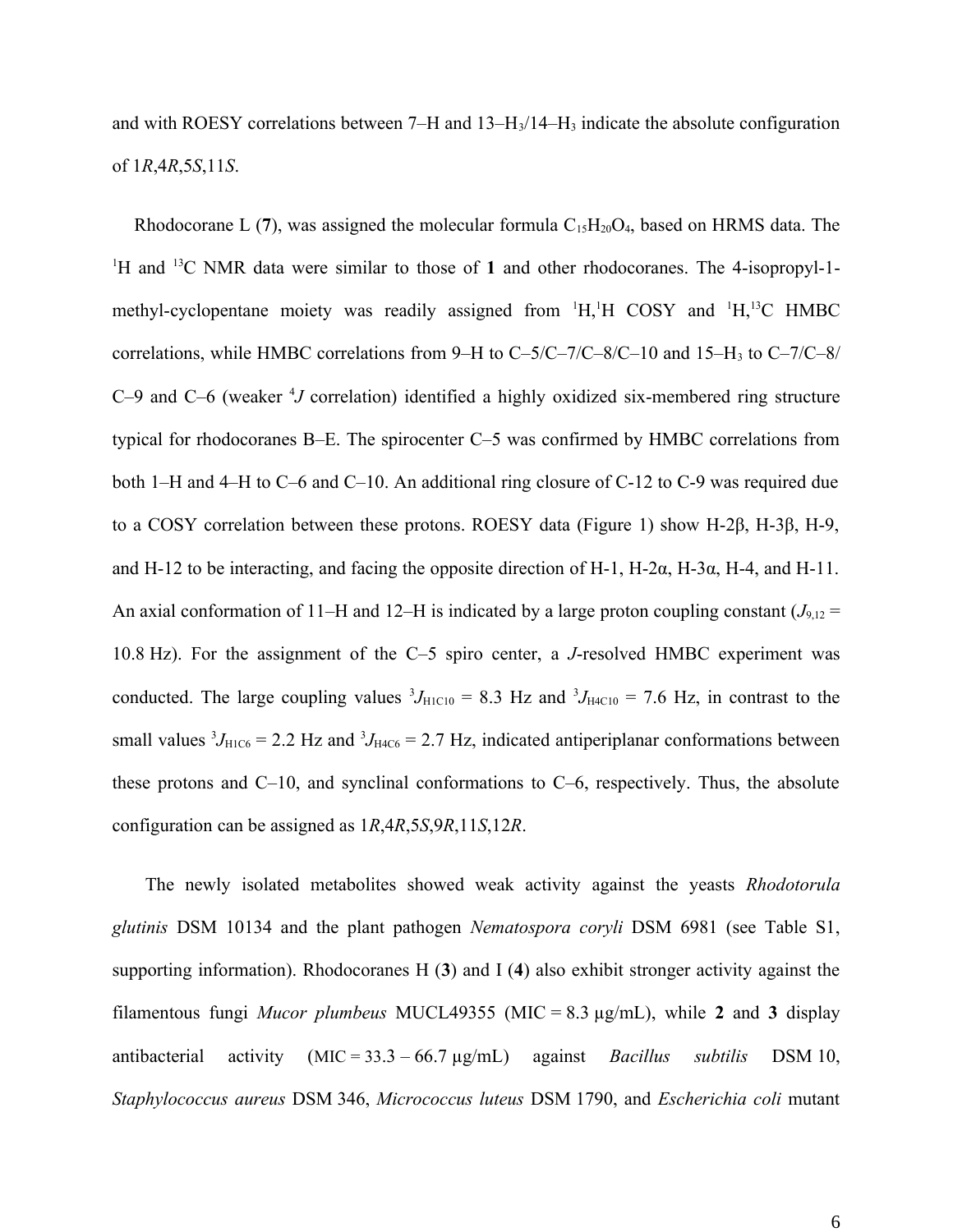and with ROESY correlations between 7–H and 13–$H_3$/14–$H_3$ indicate the absolute configuration of 1*R*,4*R*,5*S*,11*S*.

Rhodocorane L (**7**), was assigned the molecular formula $C_{15}H_{20}O_4$, based on HRMS data. The $^1$H and $^{13}$C NMR data were similar to those of **1** and other rhodocoranes. The 4-isopropyl-1-methyl-cyclopentane moiety was readily assigned from $^1$H,$^1$H COSY and $^1$H,$^{13}$C HMBC correlations, while HMBC correlations from 9–H to C–5/C–7/C–8/C–10 and 15–$H_3$ to C–7/C–8/C–9 and C–6 (weaker $^4J$ correlation) identified a highly oxidized six-membered ring structure typical for rhodocoranes B–E. The spirocenter C–5 was confirmed by HMBC correlations from both 1–H and 4–H to C–6 and C–10. An additional ring closure of C-12 to C-9 was required due to a COSY correlation between these protons. ROESY data (Figure 1) show H-2β, H-3β, H-9, and H-12 to be interacting, and facing the opposite direction of H-1, H-2α, H-3α, H-4, and H-11. An axial conformation of 11–H and 12–H is indicated by a large proton coupling constant ($J_{9,12}$ = 10.8 Hz). For the assignment of the C–5 spiro center, a *J*-resolved HMBC experiment was conducted. The large coupling values $^3J_{H1C10}$ = 8.3 Hz and $^3J_{H4C10}$ = 7.6 Hz, in contrast to the small values $^3J_{H1C6}$ = 2.2 Hz and $^3J_{H4C6}$ = 2.7 Hz, indicated antiperiplanar conformations between these protons and C–10, and synclinal conformations to C–6, respectively. Thus, the absolute configuration can be assigned as 1*R*,4*R*,5*S*,9*R*,11*S*,12*R*.

The newly isolated metabolites showed weak activity against the yeasts *Rhodotorula glutinis* DSM 10134 and the plant pathogen *Nematospora coryli* DSM 6981 (see Table S1, supporting information). Rhodocoranes H (**3**) and I (**4**) also exhibit stronger activity against the filamentous fungi *Mucor plumbeus* MUCL49355 (MIC = 8.3 µg/mL), while **2** and **3** display antibacterial activity (MIC = 33.3 – 66.7 µg/mL) against *Bacillus subtilis* DSM 10, *Staphylococcus aureus* DSM 346, *Micrococcus luteus* DSM 1790, and *Escherichia coli* mutant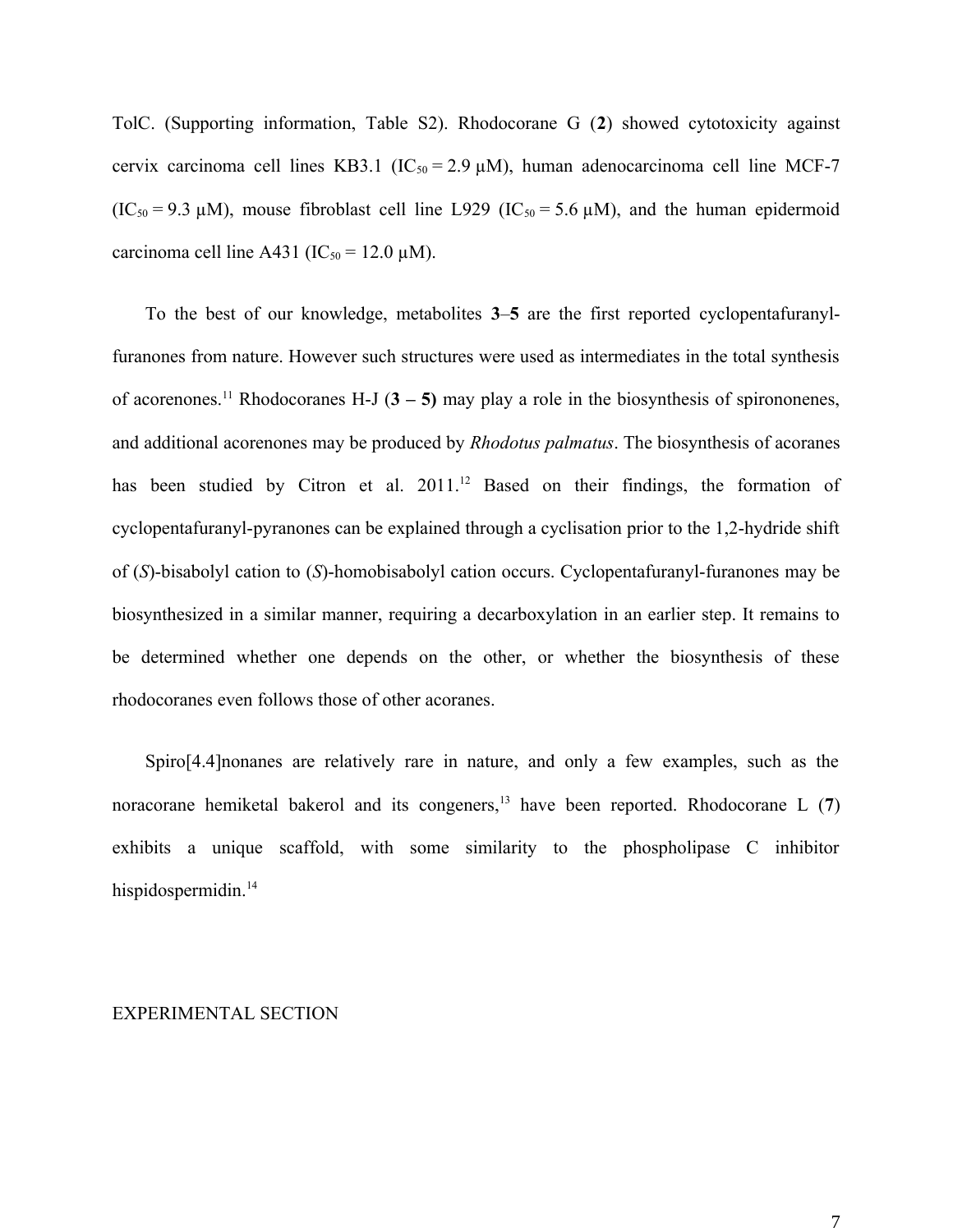TolC. (Supporting information, Table S2). Rhodocorane G (**2**) showed cytotoxicity against cervix carcinoma cell lines KB3.1 ($IC_{50}$ = 2.9 µM), human adenocarcinoma cell line MCF-7 ($IC_{50}$ = 9.3 µM), mouse fibroblast cell line L929 ($IC_{50}$ = 5.6 µM), and the human epidermoid carcinoma cell line A431 ($IC_{50}$ = 12.0 µM).

To the best of our knowledge, metabolites **3**–**5** are the first reported cyclopentafuranyl-furanones from nature. However such structures were used as intermediates in the total synthesis of acorenones.[11] Rhodocoranes H-J (**3 – 5)** may play a role in the biosynthesis of spirononenes, and additional acorenones may be produced by *Rhodotus palmatus*. The biosynthesis of acoranes has been studied by Citron et al. 2011.[12] Based on their findings, the formation of cyclopentafuranyl-pyranones can be explained through a cyclisation prior to the 1,2-hydride shift of (*S*)-bisabolyl cation to (*S*)-homobisabolyl cation occurs. Cyclopentafuranyl-furanones may be biosynthesized in a similar manner, requiring a decarboxylation in an earlier step. It remains to be determined whether one depends on the other, or whether the biosynthesis of these rhodocoranes even follows those of other acoranes.

Spiro[4.4]nonanes are relatively rare in nature, and only a few examples, such as the noracorane hemiketal bakerol and its congeners,[13] have been reported. Rhodocorane L (**7**) exhibits a unique scaffold, with some similarity to the phospholipase C inhibitor hispidospermidin.[14]

## EXPERIMENTAL SECTION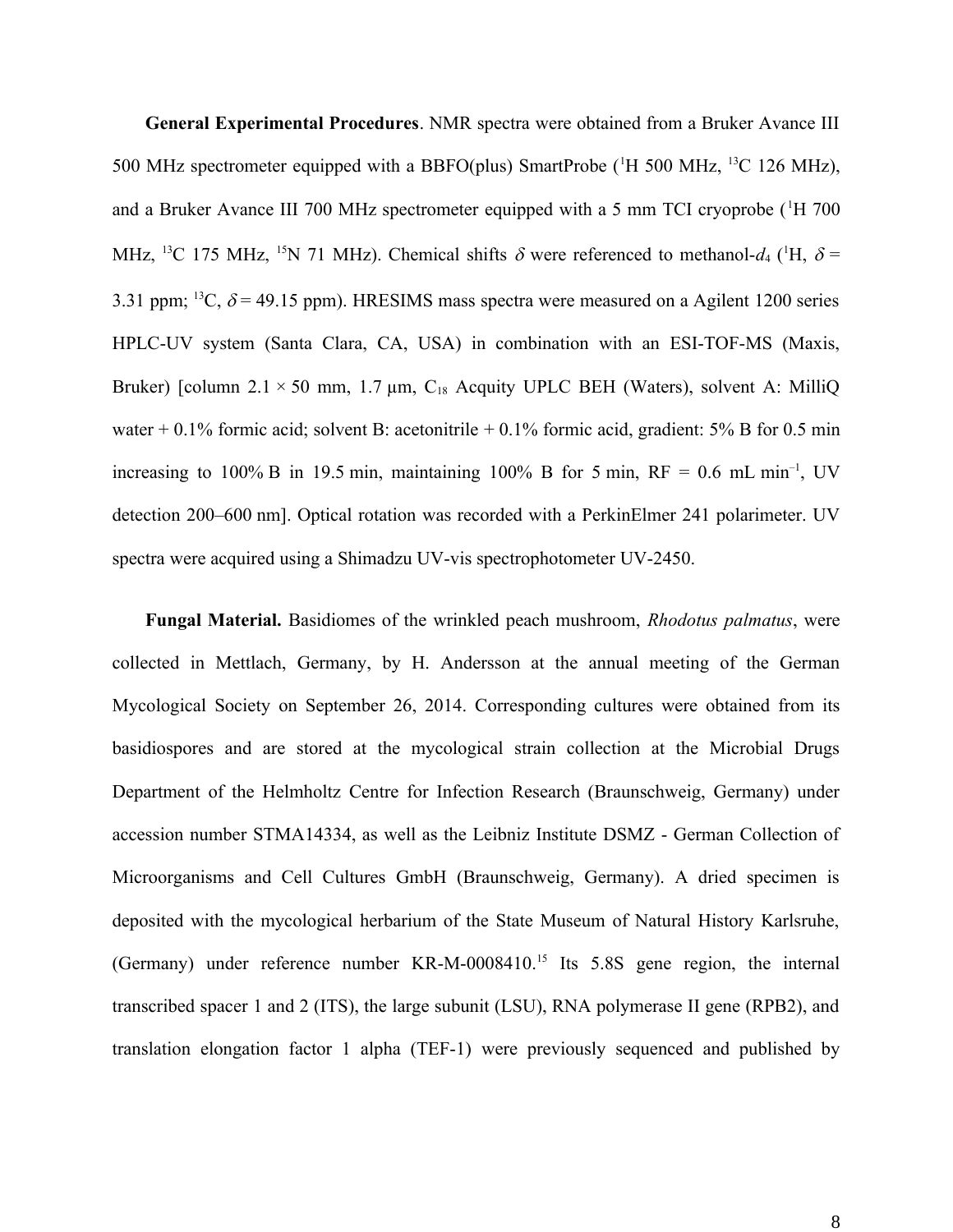**General Experimental Procedures**. NMR spectra were obtained from a Bruker Avance III 500 MHz spectrometer equipped with a BBFO(plus) SmartProbe ($^{1}$H 500 MHz, $^{13}$C 126 MHz), and a Bruker Avance III 700 MHz spectrometer equipped with a 5 mm TCI cryoprobe ($^{1}$H 700 MHz, $^{13}$C 175 MHz, $^{15}$N 71 MHz). Chemical shifts $\delta$ were referenced to methanol-$d_4$ ($^{1}$H, $\delta$ = 3.31 ppm; $^{13}$C, $\delta$ = 49.15 ppm). HRESIMS mass spectra were measured on a Agilent 1200 series HPLC-UV system (Santa Clara, CA, USA) in combination with an ESI-TOF-MS (Maxis, Bruker) [column 2.1 × 50 mm, 1.7 µm, $C_{18}$ Acquity UPLC BEH (Waters), solvent A: MilliQ water + 0.1% formic acid; solvent B: acetonitrile + 0.1% formic acid, gradient: 5% B for 0.5 min increasing to 100% B in 19.5 min, maintaining 100% B for 5 min, RF = 0.6 mL min$^{-1}$, UV detection 200–600 nm]. Optical rotation was recorded with a PerkinElmer 241 polarimeter. UV spectra were acquired using a Shimadzu UV-vis spectrophotometer UV-2450.

**Fungal Material.** Basidiomes of the wrinkled peach mushroom, *Rhodotus palmatus*, were collected in Mettlach, Germany, by H. Andersson at the annual meeting of the German Mycological Society on September 26, 2014. Corresponding cultures were obtained from its basidiospores and are stored at the mycological strain collection at the Microbial Drugs Department of the Helmholtz Centre for Infection Research (Braunschweig, Germany) under accession number STMA14334, as well as the Leibniz Institute DSMZ - German Collection of Microorganisms and Cell Cultures GmbH (Braunschweig, Germany). A dried specimen is deposited with the mycological herbarium of the State Museum of Natural History Karlsruhe, (Germany) under reference number KR-M-0008410.[15] Its 5.8S gene region, the internal transcribed spacer 1 and 2 (ITS), the large subunit (LSU), RNA polymerase II gene (RPB2), and translation elongation factor 1 alpha (TEF-1) were previously sequenced and published by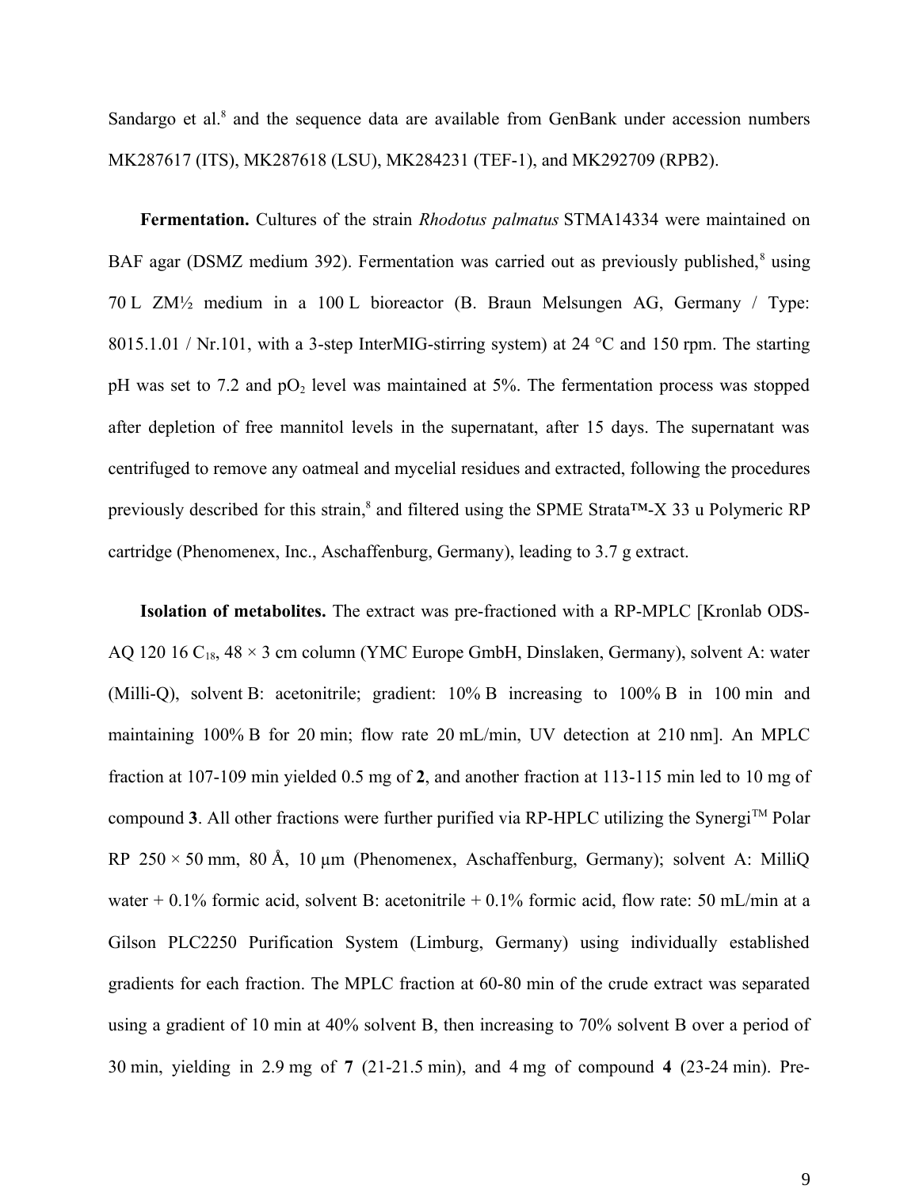Sandargo et al.[8] and the sequence data are available from GenBank under accession numbers MK287617 (ITS), MK287618 (LSU), MK284231 (TEF-1), and MK292709 (RPB2).

**Fermentation.** Cultures of the strain *Rhodotus palmatus* STMA14334 were maintained on BAF agar (DSMZ medium 392). Fermentation was carried out as previously published,[8] using 70 L ZM½ medium in a 100 L bioreactor (B. Braun Melsungen AG, Germany / Type: 8015.1.01 / Nr.101, with a 3-step InterMIG-stirring system) at 24 °C and 150 rpm. The starting pH was set to 7.2 and $pO_2$ level was maintained at 5%. The fermentation process was stopped after depletion of free mannitol levels in the supernatant, after 15 days. The supernatant was centrifuged to remove any oatmeal and mycelial residues and extracted, following the procedures previously described for this strain,[8] and filtered using the SPME Strata™-X 33 u Polymeric RP cartridge (Phenomenex, Inc., Aschaffenburg, Germany), leading to 3.7 g extract.

**Isolation of metabolites.** The extract was pre-fractioned with a RP-MPLC [Kronlab ODS-AQ 120 16 $C_{18}$, 48 × 3 cm column (YMC Europe GmbH, Dinslaken, Germany), solvent A: water (Milli-Q), solvent B: acetonitrile; gradient: 10% B increasing to 100% B in 100 min and maintaining 100% B for 20 min; flow rate 20 mL/min, UV detection at 210 nm]. An MPLC fraction at 107-109 min yielded 0.5 mg of **2**, and another fraction at 113-115 min led to 10 mg of compound **3**. All other fractions were further purified via RP-HPLC utilizing the Synergi™ Polar RP 250 × 50 mm, 80 Å, 10 µm (Phenomenex, Aschaffenburg, Germany); solvent A: MilliQ water + 0.1% formic acid, solvent B: acetonitrile + 0.1% formic acid, flow rate: 50 mL/min at a Gilson PLC2250 Purification System (Limburg, Germany) using individually established gradients for each fraction. The MPLC fraction at 60-80 min of the crude extract was separated using a gradient of 10 min at 40% solvent B, then increasing to 70% solvent B over a period of 30 min, yielding in 2.9 mg of **7** (21-21.5 min), and 4 mg of compound **4** (23-24 min). Pre-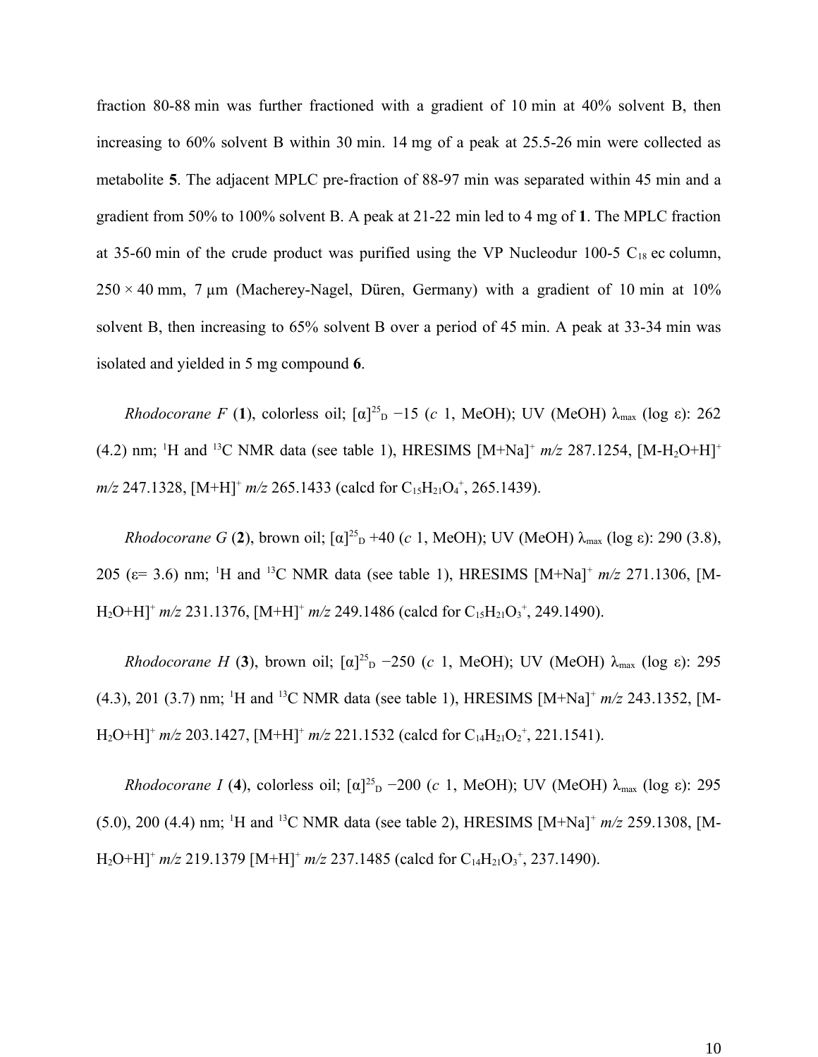fraction 80-88 min was further fractioned with a gradient of 10 min at 40% solvent B, then increasing to 60% solvent B within 30 min. 14 mg of a peak at 25.5-26 min were collected as metabolite **5**. The adjacent MPLC pre-fraction of 88-97 min was separated within 45 min and a gradient from 50% to 100% solvent B. A peak at 21-22 min led to 4 mg of **1**. The MPLC fraction at 35-60 min of the crude product was purified using the VP Nucleodur 100-5 $C_{18}$ ec column, 250 × 40 mm, 7 µm (Macherey-Nagel, Düren, Germany) with a gradient of 10 min at 10% solvent B, then increasing to 65% solvent B over a period of 45 min. A peak at 33-34 min was isolated and yielded in 5 mg compound **6**.

*Rhodocorane F* (**1**), colorless oil; $[\alpha]^{25}_{D}$ −15 (*c* 1, MeOH); UV (MeOH) $\lambda_{max}$ (log ε): 262 (4.2) nm; $^{1}$H and $^{13}$C NMR data (see table 1), HRESIMS $[M+Na]^{+}$ *m/z* 287.1254, $[M-H_2O+H]^{+}$ *m/z* 247.1328, $[M+H]^{+}$ *m/z* 265.1433 (calcd for $C_{15}H_{21}O_4^{+}$, 265.1439).

*Rhodocorane G* (**2**), brown oil; $[\alpha]^{25}_{D}$ +40 (*c* 1, MeOH); UV (MeOH) $\lambda_{max}$ (log ε): 290 (3.8), 205 (ε= 3.6) nm; $^{1}$H and $^{13}$C NMR data (see table 1), HRESIMS $[M+Na]^{+}$ *m/z* 271.1306, $[M-H_2O+H]^{+}$ *m/z* 231.1376, $[M+H]^{+}$ *m/z* 249.1486 (calcd for $C_{15}H_{21}O_3^{+}$, 249.1490).

*Rhodocorane H* (**3**), brown oil; $[\alpha]^{25}_{D}$ −250 (*c* 1, MeOH); UV (MeOH) $\lambda_{max}$ (log ε): 295 (4.3), 201 (3.7) nm; $^{1}$H and $^{13}$C NMR data (see table 1), HRESIMS $[M+Na]^{+}$ *m/z* 243.1352, $[M-H_2O+H]^{+}$ *m/z* 203.1427, $[M+H]^{+}$ *m/z* 221.1532 (calcd for $C_{14}H_{21}O_2^{+}$, 221.1541).

*Rhodocorane I* (**4**), colorless oil; $[\alpha]^{25}_{D}$ −200 (*c* 1, MeOH); UV (MeOH) $\lambda_{max}$ (log ε): 295 (5.0), 200 (4.4) nm; $^{1}$H and $^{13}$C NMR data (see table 2), HRESIMS $[M+Na]^{+}$ *m/z* 259.1308, $[M-H_2O+H]^{+}$ *m/z* 219.1379 $[M+H]^{+}$ *m/z* 237.1485 (calcd for $C_{14}H_{21}O_3^{+}$, 237.1490).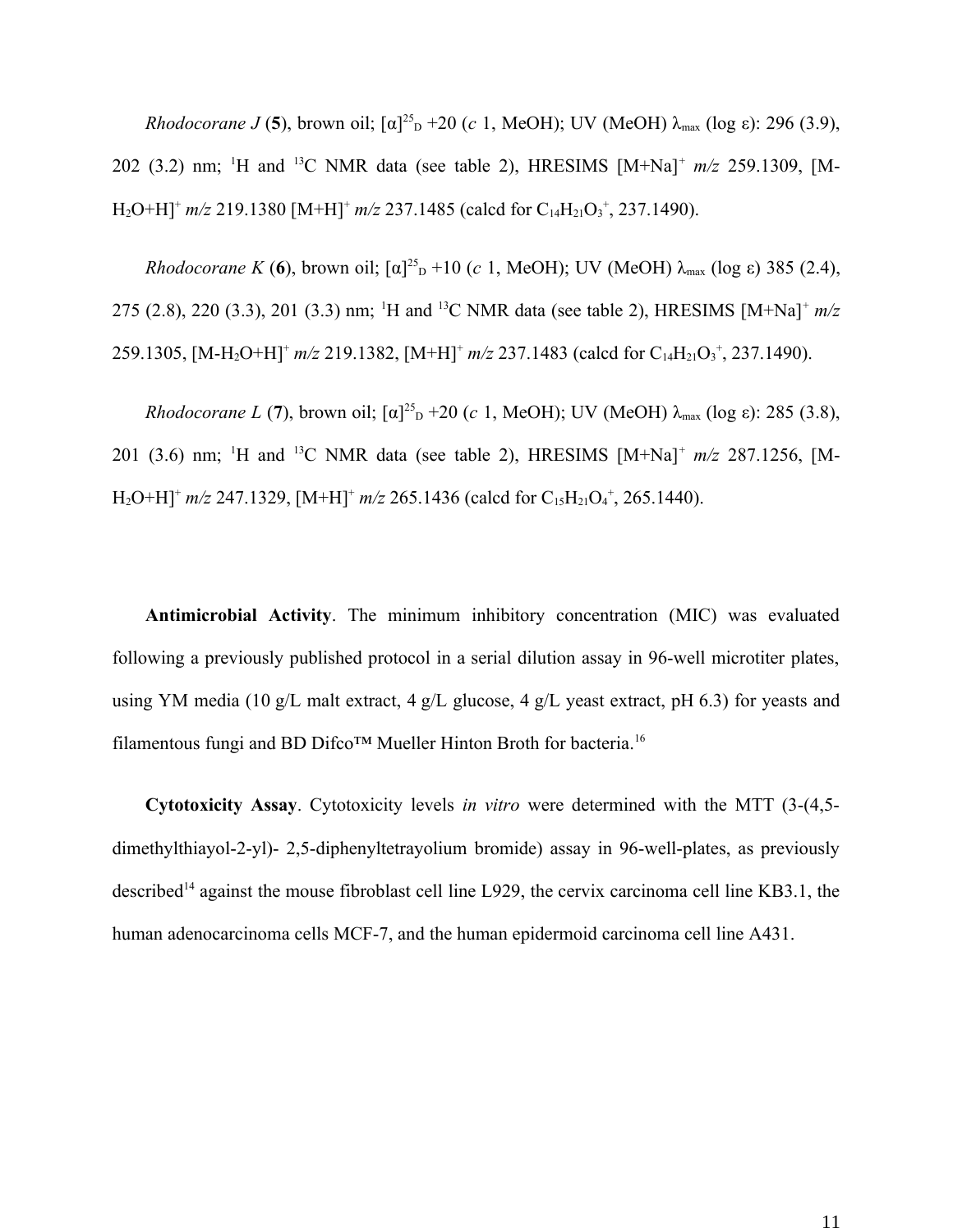*Rhodocorane J* (**5**), brown oil; $[\alpha]^{25}_{D}$ +20 (*c* 1, MeOH); UV (MeOH) $\lambda_{max}$ (log ε): 296 (3.9), 202 (3.2) nm; $^{1}$H and $^{13}$C NMR data (see table 2), HRESIMS $[M+Na]^+$ *m/z* 259.1309, $[M-H_2O+H]^+$ *m/z* 219.1380 $[M+H]^+$ *m/z* 237.1485 (calcd for $C_{14}H_{21}O_3^+$, 237.1490).

*Rhodocorane K* (**6**), brown oil; $[\alpha]^{25}_{D}$ +10 (*c* 1, MeOH); UV (MeOH) $\lambda_{max}$ (log ε) 385 (2.4), 275 (2.8), 220 (3.3), 201 (3.3) nm; $^{1}$H and $^{13}$C NMR data (see table 2), HRESIMS $[M+Na]^+$ *m/z* 259.1305, $[M-H_2O+H]^+$ *m/z* 219.1382, $[M+H]^+$ *m/z* 237.1483 (calcd for $C_{14}H_{21}O_3^+$, 237.1490).

*Rhodocorane L* (**7**), brown oil; $[\alpha]^{25}_{D}$ +20 (*c* 1, MeOH); UV (MeOH) $\lambda_{max}$ (log ε): 285 (3.8), 201 (3.6) nm; $^{1}$H and $^{13}$C NMR data (see table 2), HRESIMS $[M+Na]^+$ *m/z* 287.1256, $[M-H_2O+H]^+$ *m/z* 247.1329, $[M+H]^+$ *m/z* 265.1436 (calcd for $C_{15}H_{21}O_4^+$, 265.1440).

**Antimicrobial Activity**. The minimum inhibitory concentration (MIC) was evaluated following a previously published protocol in a serial dilution assay in 96-well microtiter plates, using YM media (10 g/L malt extract, 4 g/L glucose, 4 g/L yeast extract, pH 6.3) for yeasts and filamentous fungi and BD Difco™ Mueller Hinton Broth for bacteria.[16]

**Cytotoxicity Assay**. Cytotoxicity levels *in vitro* were determined with the MTT (3-(4,5-dimethylthiayol-2-yl)- 2,5-diphenyltetrayolium bromide) assay in 96-well-plates, as previously described[14] against the mouse fibroblast cell line L929, the cervix carcinoma cell line KB3.1, the human adenocarcinoma cells MCF-7, and the human epidermoid carcinoma cell line A431.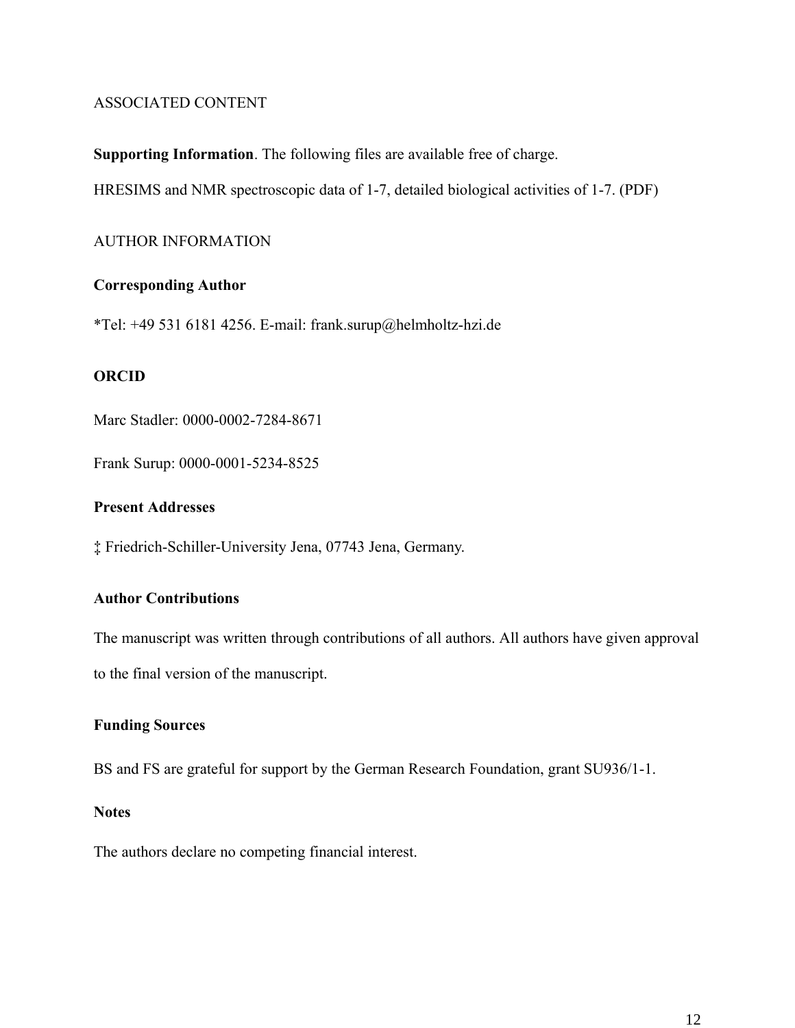## ASSOCIATED CONTENT

**Supporting Information**. The following files are available free of charge.

HRESIMS and NMR spectroscopic data of 1-7, detailed biological activities of 1-7. (PDF)

## AUTHOR INFORMATION

**Corresponding Author**

*Tel: +49 531 6181 4256. E-mail: frank.surup@helmholtz-hzi.de

**ORCID**

Marc Stadler: 0000-0002-7284-8671

Frank Surup: 0000-0001-5234-8525

**Present Addresses**

‡ Friedrich-Schiller-University Jena, 07743 Jena, Germany.

**Author Contributions**

The manuscript was written through contributions of all authors. All authors have given approval to the final version of the manuscript.

**Funding Sources**

BS and FS are grateful for support by the German Research Foundation, grant SU936/1-1.

**Notes**

The authors declare no competing financial interest.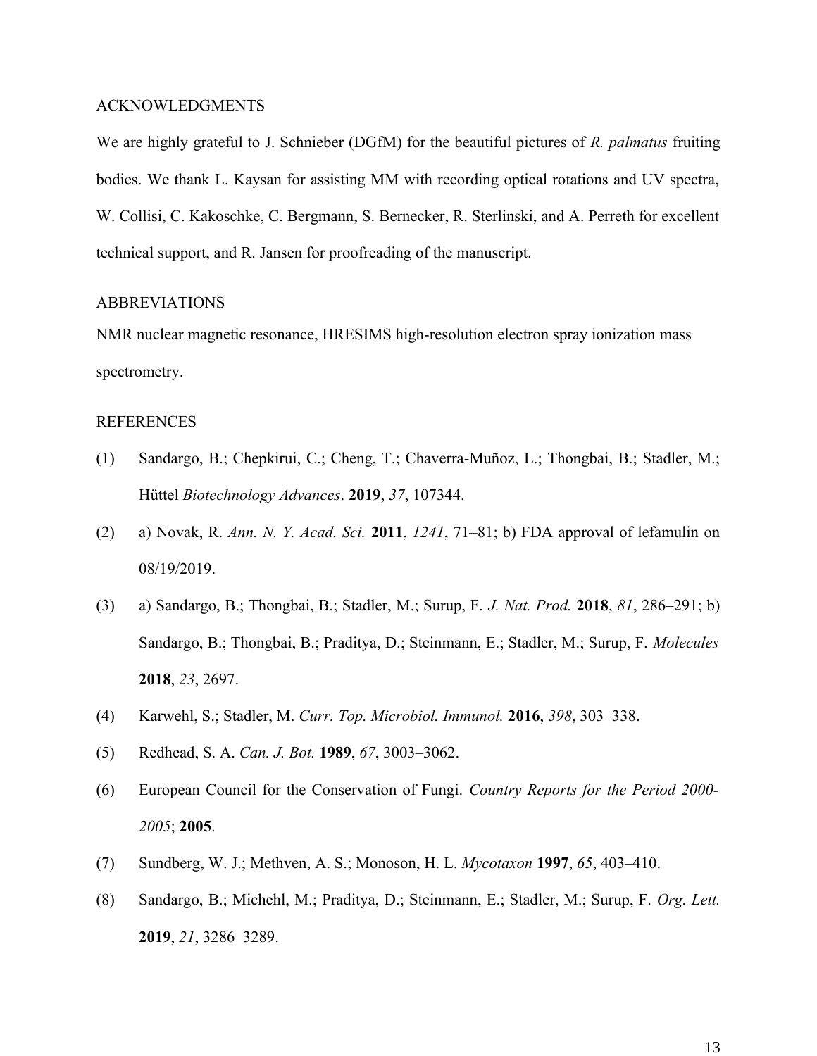## ACKNOWLEDGMENTS

We are highly grateful to J. Schnieber (DGfM) for the beautiful pictures of *R. palmatus* fruiting bodies. We thank L. Kaysan for assisting MM with recording optical rotations and UV spectra, W. Collisi, C. Kakoschke, C. Bergmann, S. Bernecker, R. Sterlinski, and A. Perreth for excellent technical support, and R. Jansen for proofreading of the manuscript.

## ABBREVIATIONS

NMR nuclear magnetic resonance, HRESIMS high-resolution electron spray ionization mass spectrometry.

## REFERENCES

(1) Sandargo, B.; Chepkirui, C.; Cheng, T.; Chaverra-Muñoz, L.; Thongbai, B.; Stadler, M.; Hüttel *Biotechnology Advances*. **2019**, *37*, 107344.

(2) a) Novak, R. *Ann. N. Y. Acad. Sci.* **2011**, *1241*, 71–81; b) FDA approval of lefamulin on 08/19/2019.

(3) a) Sandargo, B.; Thongbai, B.; Stadler, M.; Surup, F. *J. Nat. Prod.* **2018**, *81*, 286–291; b) Sandargo, B.; Thongbai, B.; Praditya, D.; Steinmann, E.; Stadler, M.; Surup, F. *Molecules* **2018**, *23*, 2697.

(4) Karwehl, S.; Stadler, M. *Curr. Top. Microbiol. Immunol.* **2016**, *398*, 303–338.

(5) Redhead, S. A. *Can. J. Bot.* **1989**, *67*, 3003–3062.

(6) European Council for the Conservation of Fungi. *Country Reports for the Period 2000-2005*; **2005**.

(7) Sundberg, W. J.; Methven, A. S.; Monoson, H. L. *Mycotaxon* **1997**, *65*, 403–410.

(8) Sandargo, B.; Michehl, M.; Praditya, D.; Steinmann, E.; Stadler, M.; Surup, F. *Org. Lett.* **2019**, *21*, 3286–3289.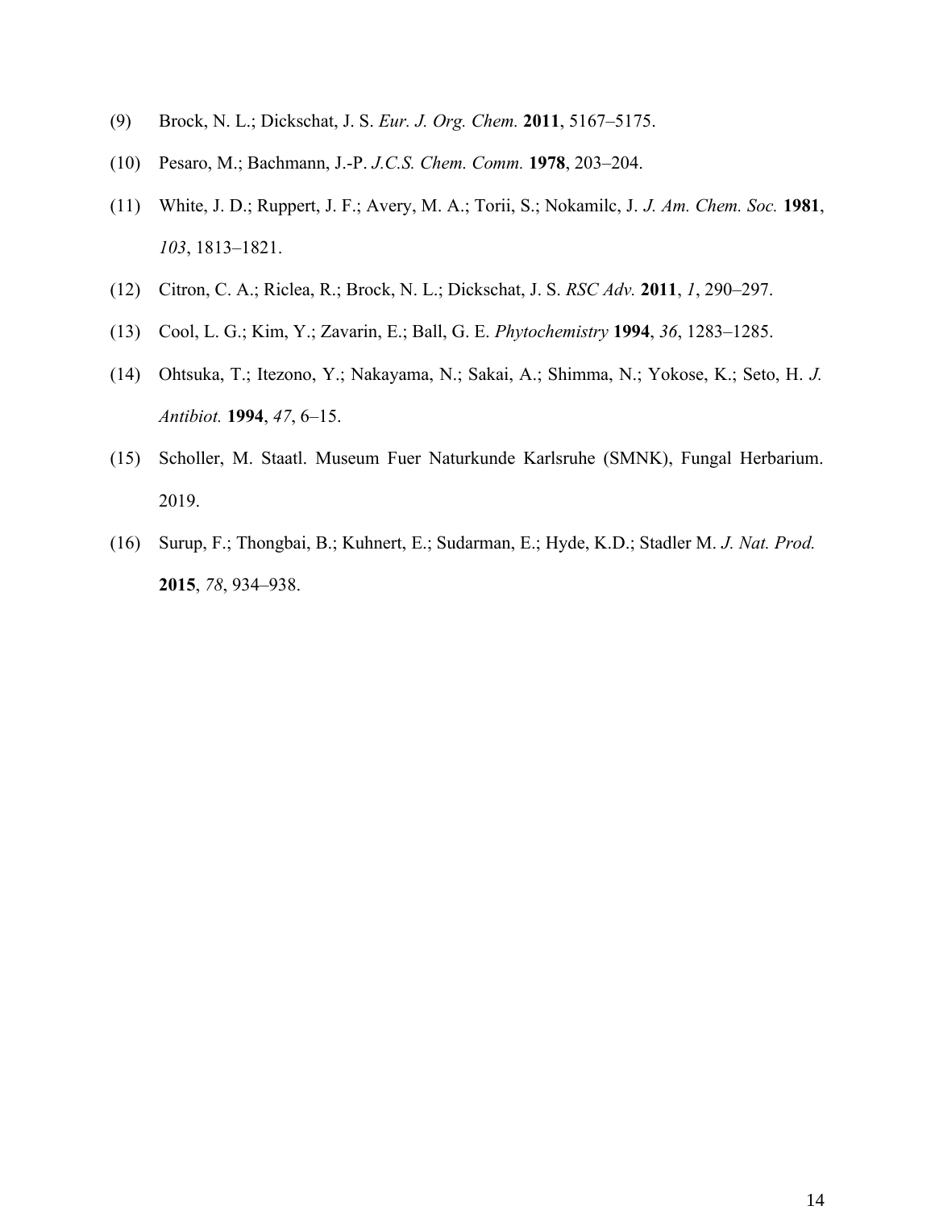(9) Brock, N. L.; Dickschat, J. S. *Eur. J. Org. Chem.* **2011**, 5167–5175.

(10) Pesaro, M.; Bachmann, J.-P. *J.C.S. Chem. Comm.* **1978**, 203–204.

(11) White, J. D.; Ruppert, J. F.; Avery, M. A.; Torii, S.; Nokamilc, J. *J. Am. Chem. Soc.* **1981**, *103*, 1813–1821.

(12) Citron, C. A.; Riclea, R.; Brock, N. L.; Dickschat, J. S. *RSC Adv.* **2011**, *1*, 290–297.

(13) Cool, L. G.; Kim, Y.; Zavarin, E.; Ball, G. E. *Phytochemistry* **1994**, *36*, 1283–1285.

(14) Ohtsuka, T.; Itezono, Y.; Nakayama, N.; Sakai, A.; Shimma, N.; Yokose, K.; Seto, H. *J. Antibiot.* **1994**, *47*, 6–15.

(15) Scholler, M. Staatl. Museum Fuer Naturkunde Karlsruhe (SMNK), Fungal Herbarium. 2019.

(16) Surup, F.; Thongbai, B.; Kuhnert, E.; Sudarman, E.; Hyde, K.D.; Stadler M. *J. Nat. Prod.* **2015**, *78*, 934–938.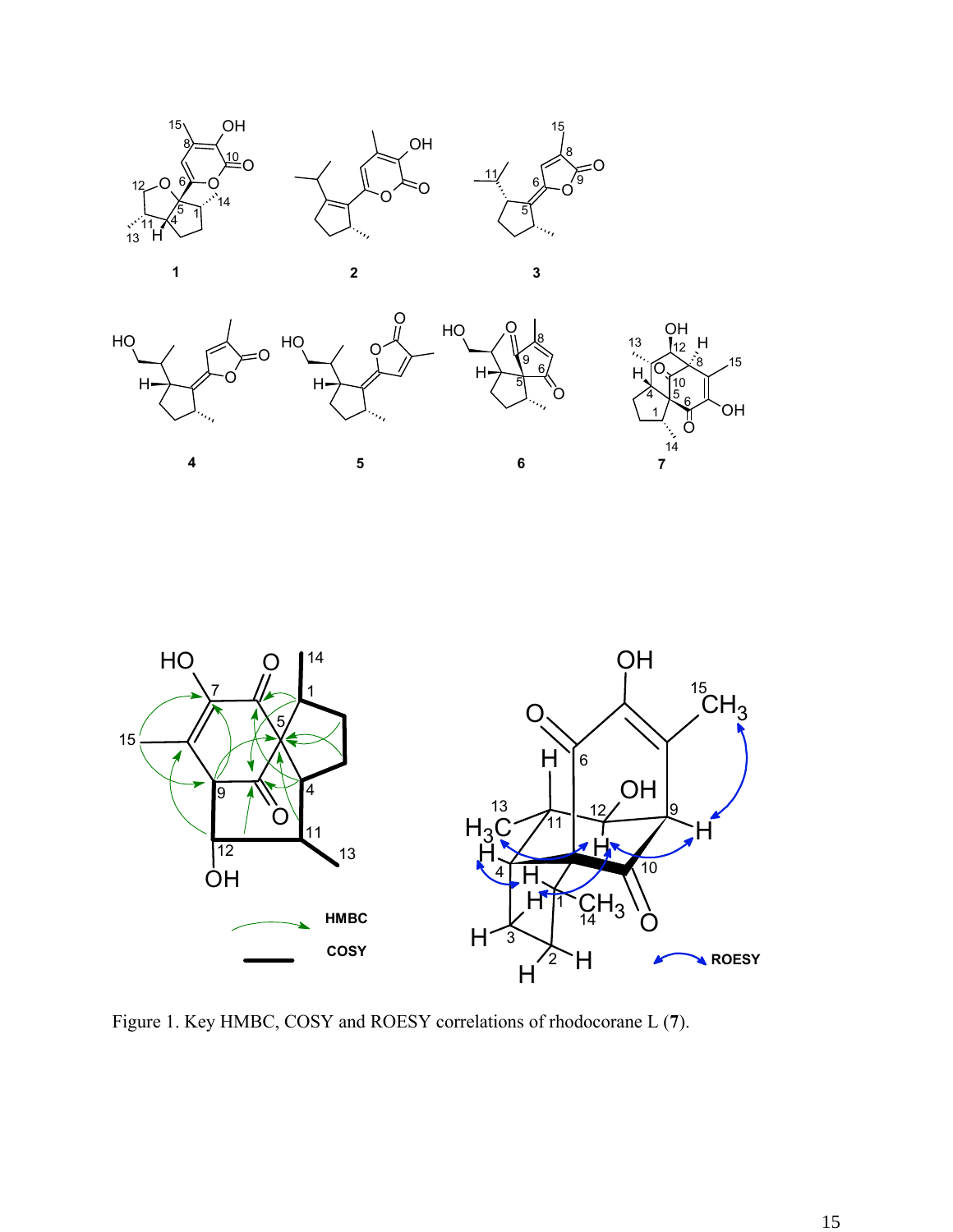Figure 1. Key HMBC, COSY and ROESY correlations of rhodocorane L (**7**).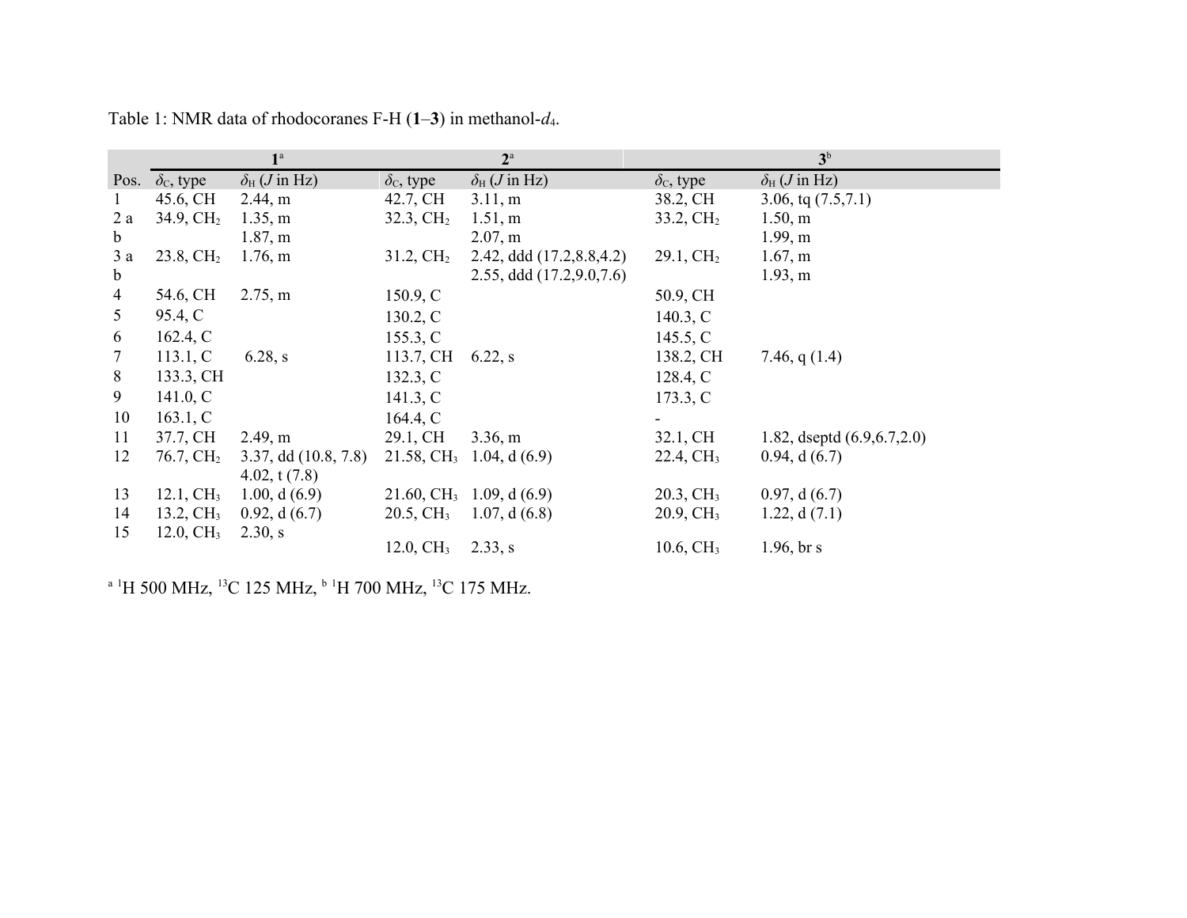Table 1: NMR data of rhodocoranes F-H (**1**–**3**) in methanol-$d_4$.

| | **1**[a] | | **2**[a] | | **3**[b] | |
|---|---|---|---|---|---|---|
| Pos. | $\delta_C$, type | $\delta_H$ ($J$ in Hz) | $\delta_C$, type | $\delta_H$ ($J$ in Hz) | $\delta_C$, type | $\delta_H$ ($J$ in Hz) |
| 1 | 45.6, CH | 2.44, m | 42.7, CH | 3.11, m | 38.2, CH | 3.06, tq (7.5,7.1) |
| 2 a | 34.9, $CH_2$ | 1.35, m | 32.3, $CH_2$ | 1.51, m | 33.2, $CH_2$ | 1.50, m |
| b | | 1.87, m | | 2.07, m | | 1.99, m |
| 3 a | 23.8, $CH_2$ | 1.76, m | 31.2, $CH_2$ | 2.42, ddd (17.2,8.8,4.2) | 29.1, $CH_2$ | 1.67, m |
| b | | | | 2.55, ddd (17.2,9.0,7.6) | | 1.93, m |
| 4 | 54.6, CH | 2.75, m | 150.9, C | | 50.9, CH | |
| 5 | 95.4, C | | 130.2, C | | 140.3, C | |
| 6 | 162.4, C | | 155.3, C | | 145.5, C | |
| 7 | 113.1, C | 6.28, s | 113.7, CH | 6.22, s | 138.2, CH | 7.46, q (1.4) |
| 8 | 133.3, CH | | 132.3, C | | 128.4, C | |
| 9 | 141.0, C | | 141.3, C | | 173.3, C | |
| 10 | 163.1, C | | 164.4, C | | - | |
| 11 | 37.7, CH | 2.49, m | 29.1, CH | 3.36, m | 32.1, CH | 1.82, dseptd (6.9,6.7,2.0) |
| 12 | 76.7, $CH_2$ | 3.37, dd (10.8, 7.8) | 21.58, $CH_3$ | 1.04, d (6.9) | 22.4, $CH_3$ | 0.94, d (6.7) |
| | | 4.02, t (7.8) | | | | |
| 13 | 12.1, $CH_3$ | 1.00, d (6.9) | 21.60, $CH_3$ | 1.09, d (6.9) | 20.3, $CH_3$ | 0.97, d (6.7) |
| 14 | 13.2, $CH_3$ | 0.92, d (6.7) | 20.5, $CH_3$ | 1.07, d (6.8) | 20.9, $CH_3$ | 1.22, d (7.1) |
| 15 | 12.0, $CH_3$ | 2.30, s | | | | |
| | | | 12.0, $CH_3$ | 2.33, s | 10.6, $CH_3$ | 1.96, br s |

[a] $^{1}H$ 500 MHz, $^{13}C$ 125 MHz, [b] $^{1}H$ 700 MHz, $^{13}C$ 175 MHz.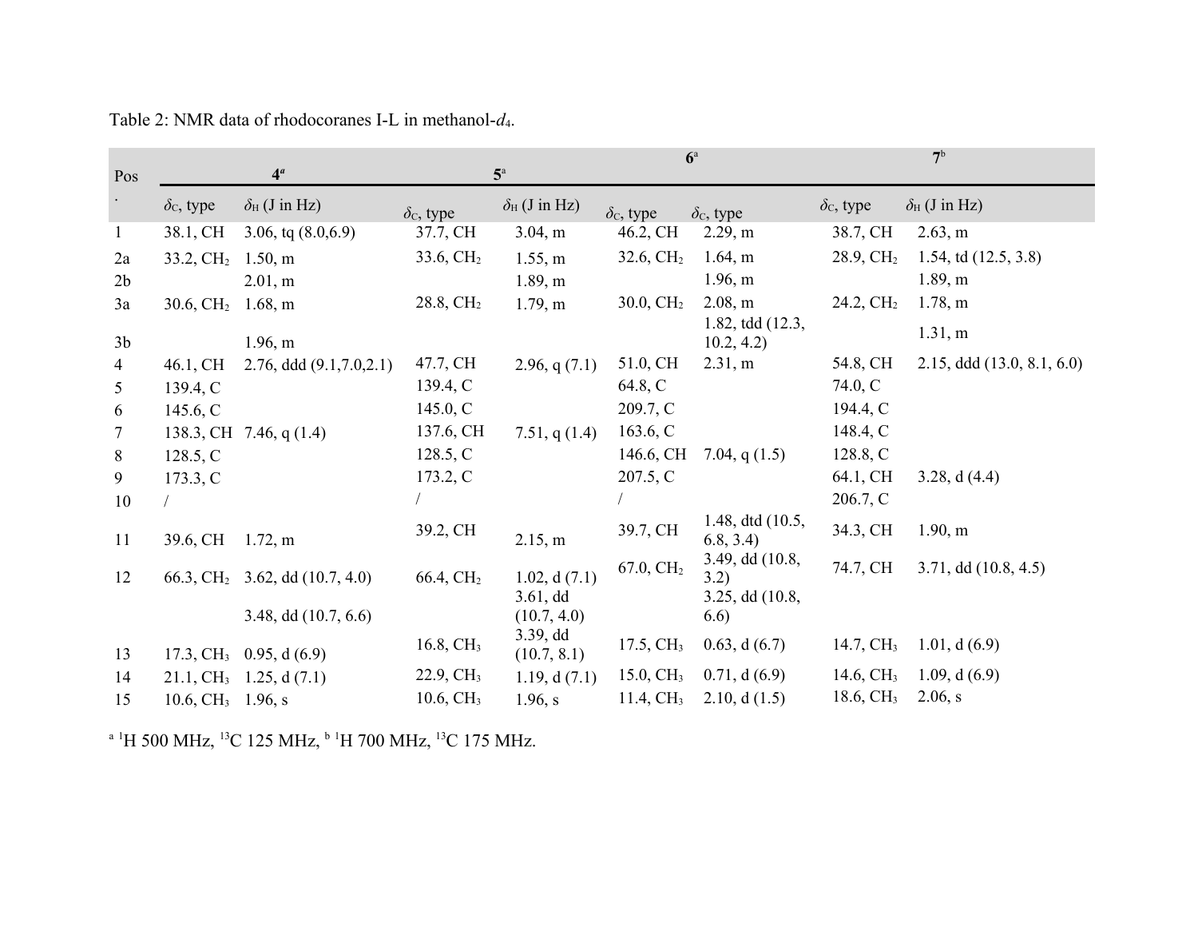Table 2: NMR data of rhodocoranes I-L in methanol-$d_4$.

| Pos. | 4[a] | | 5[a] | | 6[a] | | 7[b] | |
|---|---|---|---|---|---|---|---|---|
| | $\delta_C$, type | $\delta_H$ (J in Hz) | $\delta_C$, type | $\delta_H$ (J in Hz) | $\delta_C$, type | $\delta_C$, type | $\delta_C$, type | $\delta_H$ (J in Hz) |
| 1 | 38.1, CH | 3.06, tq (8.0,6.9) | 37.7, CH | 3.04, m | 46.2, CH | 2.29, m | 38.7, CH | 2.63, m |
| 2a | 33.2, $CH_2$ | 1.50, m | 33.6, $CH_2$ | 1.55, m | 32.6, $CH_2$ | 1.64, m | 28.9, $CH_2$ | 1.54, td (12.5, 3.8) |
| 2b | | 2.01, m | | 1.89, m | | 1.96, m | | 1.89, m |
| 3a | 30.6, $CH_2$ | 1.68, m | 28.8, $CH_2$ | 1.79, m | 30.0, $CH_2$ | 2.08, m | 24.2, $CH_2$ | 1.78, m |
| 3b | | 1.96, m | | | | 1.82, tdd (12.3, 10.2, 4.2) | | 1.31, m |
| 4 | 46.1, CH | 2.76, ddd (9.1,7.0,2.1) | 47.7, CH | 2.96, q (7.1) | 51.0, CH | 2.31, m | 54.8, CH | 2.15, ddd (13.0, 8.1, 6.0) |
| 5 | 139.4, C | | 139.4, C | | 64.8, C | | 74.0, C | |
| 6 | 145.6, C | | 145.0, C | | 209.7, C | | 194.4, C | |
| 7 | 138.3, CH | 7.46, q (1.4) | 137.6, CH | 7.51, q (1.4) | 163.6, C | | 148.4, C | |
| 8 | 128.5, C | | 128.5, C | | 146.6, CH | 7.04, q (1.5) | 128.8, C | |
| 9 | 173.3, C | | 173.2, C | | 207.5, C | | 64.1, CH | 3.28, d (4.4) |
| 10 | / | | / | | / | | 206.7, C | |
| 11 | 39.6, CH | 1.72, m | 39.2, CH | 2.15, m | 39.7, CH | 1.48, dtd (10.5, 6.8, 3.4) | 34.3, CH | 1.90, m |
| 12 | 66.3, $CH_2$ | 3.62, dd (10.7, 4.0) | 66.4, $CH_2$ | 1.02, d (7.1) | 67.0, $CH_2$ | 3.49, dd (10.8, 3.2) | 74.7, CH | 3.71, dd (10.8, 4.5) |
| | | 3.48, dd (10.7, 6.6) | | 3.61, dd (10.7, 4.0) | | 3.25, dd (10.8, 6.6) | | |
| 13 | 17.3, $CH_3$ | 0.95, d (6.9) | 16.8, $CH_3$ | 3.39, dd (10.7, 8.1) | 17.5, $CH_3$ | 0.63, d (6.7) | 14.7, $CH_3$ | 1.01, d (6.9) |
| 14 | 21.1, $CH_3$ | 1.25, d (7.1) | 22.9, $CH_3$ | 1.19, d (7.1) | 15.0, $CH_3$ | 0.71, d (6.9) | 14.6, $CH_3$ | 1.09, d (6.9) |
| 15 | 10.6, $CH_3$ | 1.96, s | 10.6, $CH_3$ | 1.96, s | 11.4, $CH_3$ | 2.10, d (1.5) | 18.6, $CH_3$ | 2.06, s |

[a] $^1$H 500 MHz, $^{13}$C 125 MHz, [b] $^1$H 700 MHz, $^{13}$C 175 MHz.